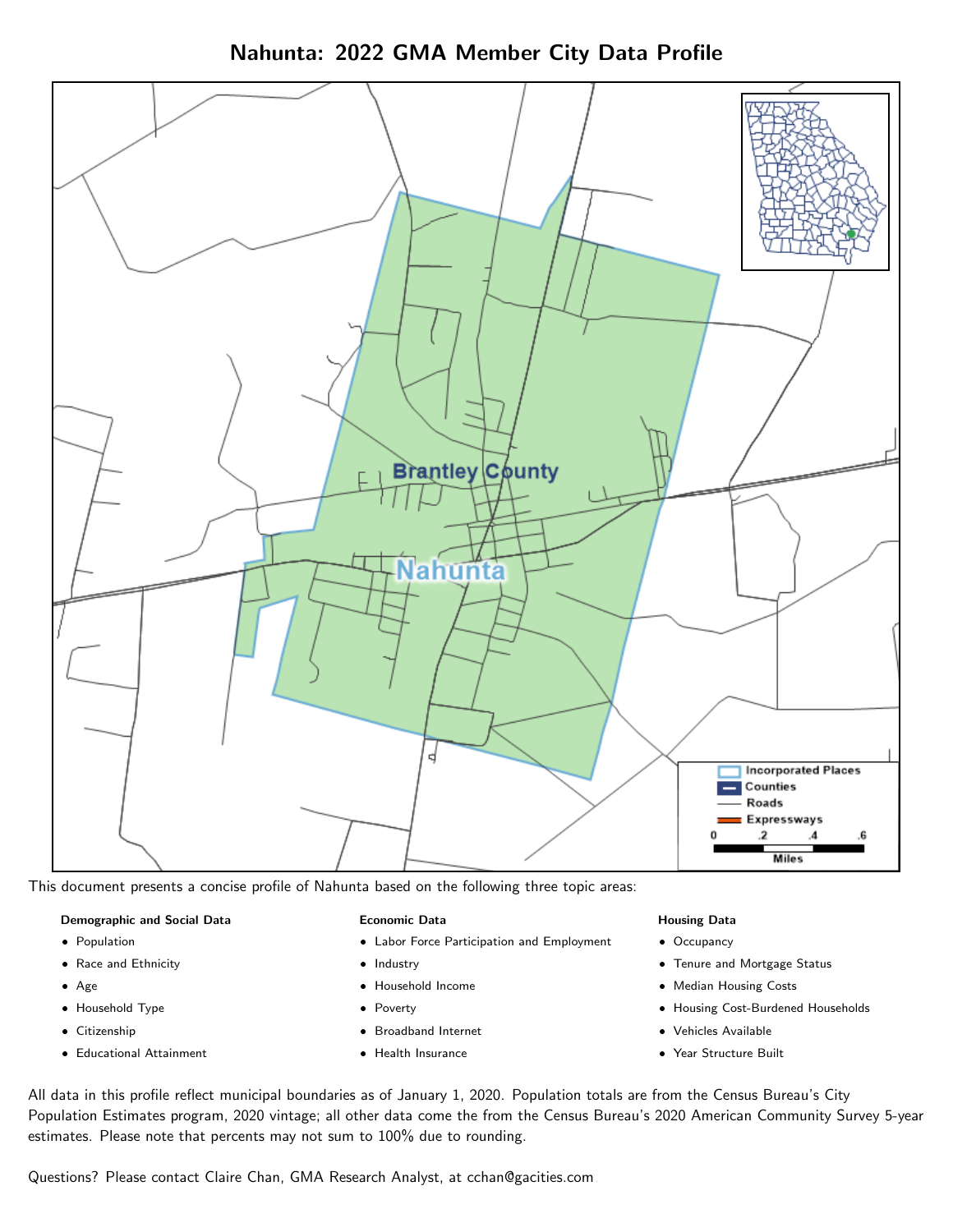# Nahunta: 2022 GMA Member City Data Profile

This document presents a concise profile of Nahunta based on the following three topic areas:

**Demographic and Social Data**

- Population
- Race and Ethnicity
- Age
- Household Type
- Citizenship
- Educational Attainment

**Economic Data**

- Labor Force Participation and Employment
- Industry
- Household Income
- Poverty
- Broadband Internet
- Health Insurance

**Housing Data**

- Occupancy
- Tenure and Mortgage Status
- Median Housing Costs
- Housing Cost-Burdened Households
- Vehicles Available
- Year Structure Built

All data in this profile reflect municipal boundaries as of January 1, 2020. Population totals are from the Census Bureau's City Population Estimates program, 2020 vintage; all other data come the from the Census Bureau's 2020 American Community Survey 5-year estimates. Please note that percents may not sum to 100% due to rounding.

Questions? Please contact Claire Chan, GMA Research Analyst, at cchan@gacities.com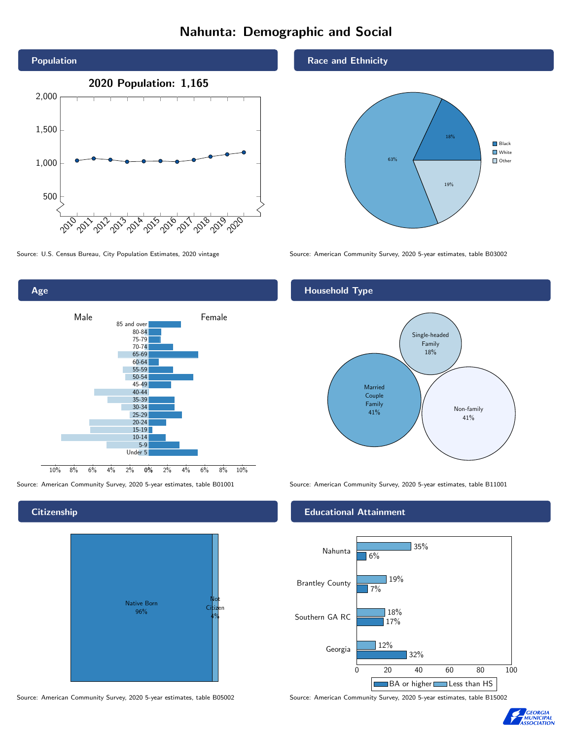# Nahunta: Demographic and Social

## Population

2020 Population: 1,165

Source: U.S. Census Bureau, City Population Estimates, 2020 vintage

## Race and Ethnicity

| Race | Percent |
|---|---|
| Black | 18% |
| White | 63% |
| Other | 19% |

Source: American Community Survey, 2020 5-year estimates, table B03002

## Age

Male / Female

85 and over, 80-84, 75-79, 70-74, 65-69, 60-64, 55-59, 50-54, 45-49, 40-44, 35-39, 30-34, 25-29, 20-24, 15-19, 10-14, 5-9, Under 5

Source: American Community Survey, 2020 5-year estimates, table B01001

## Household Type

| Household Type | Percent |
|---|---|
| Single-headed Family | 18% |
| Married Couple Family | 41% |
| Non-family | 41% |

Source: American Community Survey, 2020 5-year estimates, table B11001

## Citizenship

| Citizenship | Percent |
|---|---|
| Native Born | 96% |
| Not Citizen | 4% |

Source: American Community Survey, 2020 5-year estimates, table B05002

## Educational Attainment

| Area | Less than HS | BA or higher |
|---|---|---|
| Nahunta | 35% | 6% |
| Brantley County | 19% | 7% |
| Southern GA RC | 18% | 17% |
| Georgia | 12% | 32% |

Source: American Community Survey, 2020 5-year estimates, table B15002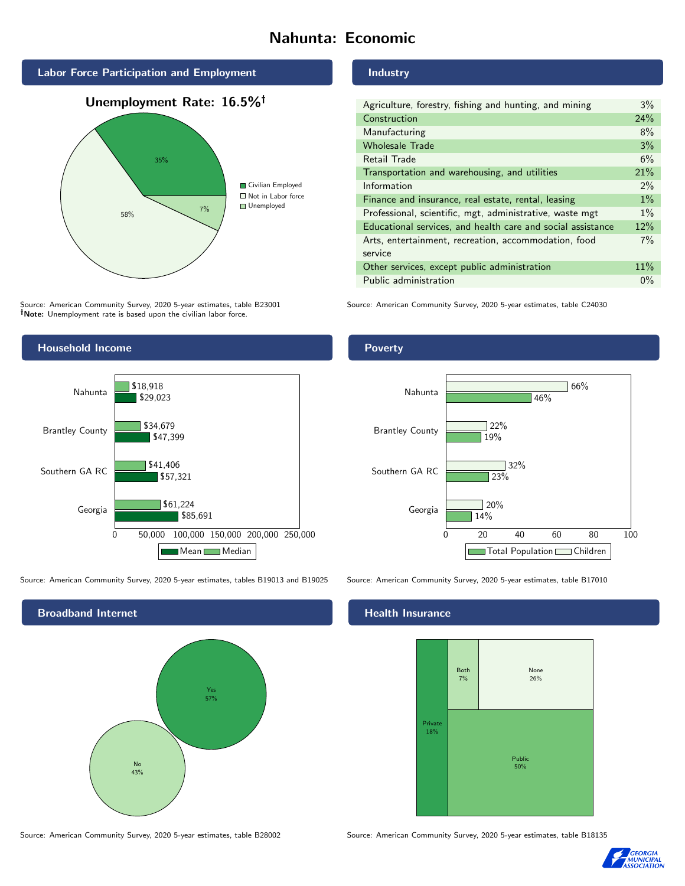# Nahunta: Economic

## Labor Force Participation and Employment

**Unemployment Rate: 16.5%†**

| Category | Percent |
|---|---|
| Civilian Employed | 35% |
| Not in Labor force | 58% |
| Unemployed | 7% |

Source: American Community Survey, 2020 5-year estimates, table B23001
**†Note:** Unemployment rate is based upon the civilian labor force.

## Industry

| Industry | Percent |
|---|---|
| Agriculture, forestry, fishing and hunting, and mining | 3% |
| Construction | 24% |
| Manufacturing | 8% |
| Wholesale Trade | 3% |
| Retail Trade | 6% |
| Transportation and warehousing, and utilities | 21% |
| Information | 2% |
| Finance and insurance, real estate, rental, leasing | 1% |
| Professional, scientific, mgt, administrative, waste mgt | 1% |
| Educational services, and health care and social assistance | 12% |
| Arts, entertainment, recreation, accommodation, food service | 7% |
| Other services, except public administration | 11% |
| Public administration | 0% |

Source: American Community Survey, 2020 5-year estimates, table C24030

## Household Income

| | Median | Mean |
|---|---|---|
| Nahunta | $18,918 | $29,023 |
| Brantley County | $34,679 | $47,399 |
| Southern GA RC | $41,406 | $57,321 |
| Georgia | $61,224 | $85,691 |

Source: American Community Survey, 2020 5-year estimates, tables B19013 and B19025

## Poverty

| | Children | Total Population |
|---|---|---|
| Nahunta | 66% | 46% |
| Brantley County | 22% | 19% |
| Southern GA RC | 32% | 23% |
| Georgia | 20% | 14% |

Source: American Community Survey, 2020 5-year estimates, table B17010

## Broadband Internet

| | Percent |
|---|---|
| Yes | 57% |
| No | 43% |

Source: American Community Survey, 2020 5-year estimates, table B28002

## Health Insurance

| | Percent |
|---|---|
| Private | 18% |
| Both | 7% |
| None | 26% |
| Public | 50% |

Source: American Community Survey, 2020 5-year estimates, table B18135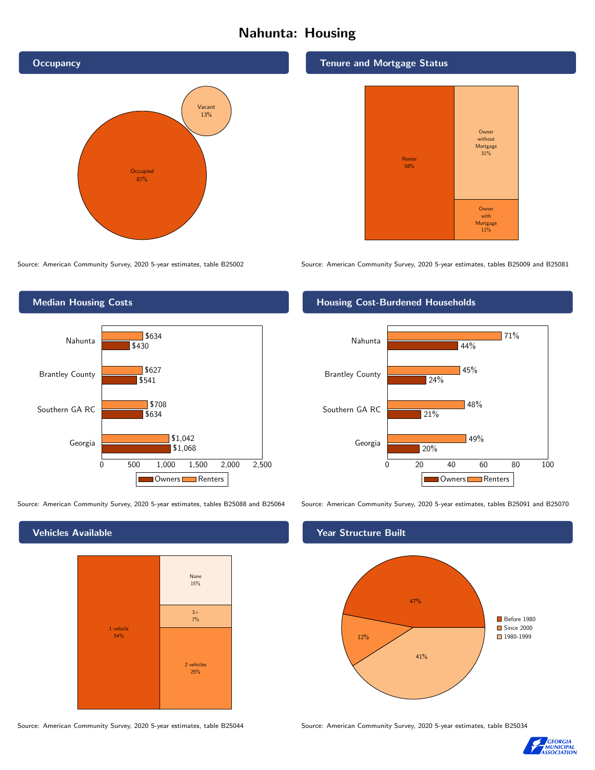# Nahunta: Housing

## Occupancy

Vacant
13%

Occupied
87%

Source: American Community Survey, 2020 5-year estimates, table B25002

## Tenure and Mortgage Status

Renter
58%

Owner
without
Mortgage
31%

Owner
with
Mortgage
11%

Source: American Community Survey, 2020 5-year estimates, tables B25009 and B25081

## Median Housing Costs

Nahunta
$634
$430

Brantley County
$627
$541

Southern GA RC
$708
$634

Georgia
$1,042
$1,068

0 500 1,000 1,500 2,000 2,500

Owners Renters

Source: American Community Survey, 2020 5-year estimates, tables B25088 and B25064

## Housing Cost-Burdened Households

Nahunta
71%
44%

Brantley County
45%
24%

Southern GA RC
48%
21%

Georgia
49%
20%

0 20 40 60 80 100

Owners Renters

Source: American Community Survey, 2020 5-year estimates, tables B25091 and B25070

## Vehicles Available

1 vehicle
54%

None
15%

3+
7%

2 vehicles
25%

Source: American Community Survey, 2020 5-year estimates, table B25044

## Year Structure Built

47%

12%

41%

Before 1980
Since 2000
1980-1999

Source: American Community Survey, 2020 5-year estimates, table B25034